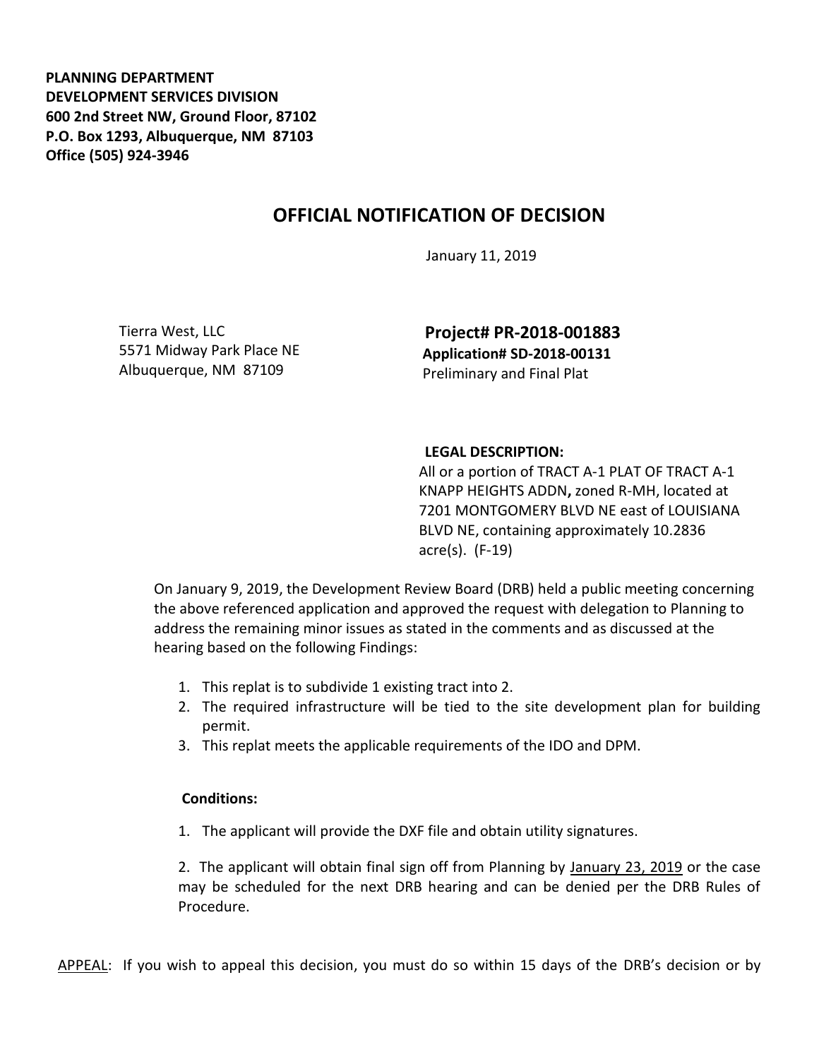**PLANNING DEPARTMENT**
**DEVELOPMENT SERVICES DIVISION**
**600 2nd Street NW, Ground Floor, 87102**
**P.O. Box 1293, Albuquerque, NM 87103**
**Office (505) 924-3946**

# OFFICIAL NOTIFICATION OF DECISION

January 11, 2019

Tierra West, LLC
5571 Midway Park Place NE
Albuquerque, NM 87109

**Project# PR-2018-001883**
**Application# SD-2018-00131**
Preliminary and Final Plat

**LEGAL DESCRIPTION:**
All or a portion of TRACT A-1 PLAT OF TRACT A-1 KNAPP HEIGHTS ADDN**,** zoned R-MH, located at 7201 MONTGOMERY BLVD NE east of LOUISIANA BLVD NE, containing approximately 10.2836 acre(s). (F-19)

On January 9, 2019, the Development Review Board (DRB) held a public meeting concerning the above referenced application and approved the request with delegation to Planning to address the remaining minor issues as stated in the comments and as discussed at the hearing based on the following Findings:

1. This replat is to subdivide 1 existing tract into 2.
2. The required infrastructure will be tied to the site development plan for building permit.
3. This replat meets the applicable requirements of the IDO and DPM.

**Conditions:**

1. The applicant will provide the DXF file and obtain utility signatures.
2. The applicant will obtain final sign off from Planning by January 23, 2019 or the case may be scheduled for the next DRB hearing and can be denied per the DRB Rules of Procedure.

APPEAL: If you wish to appeal this decision, you must do so within 15 days of the DRB's decision or by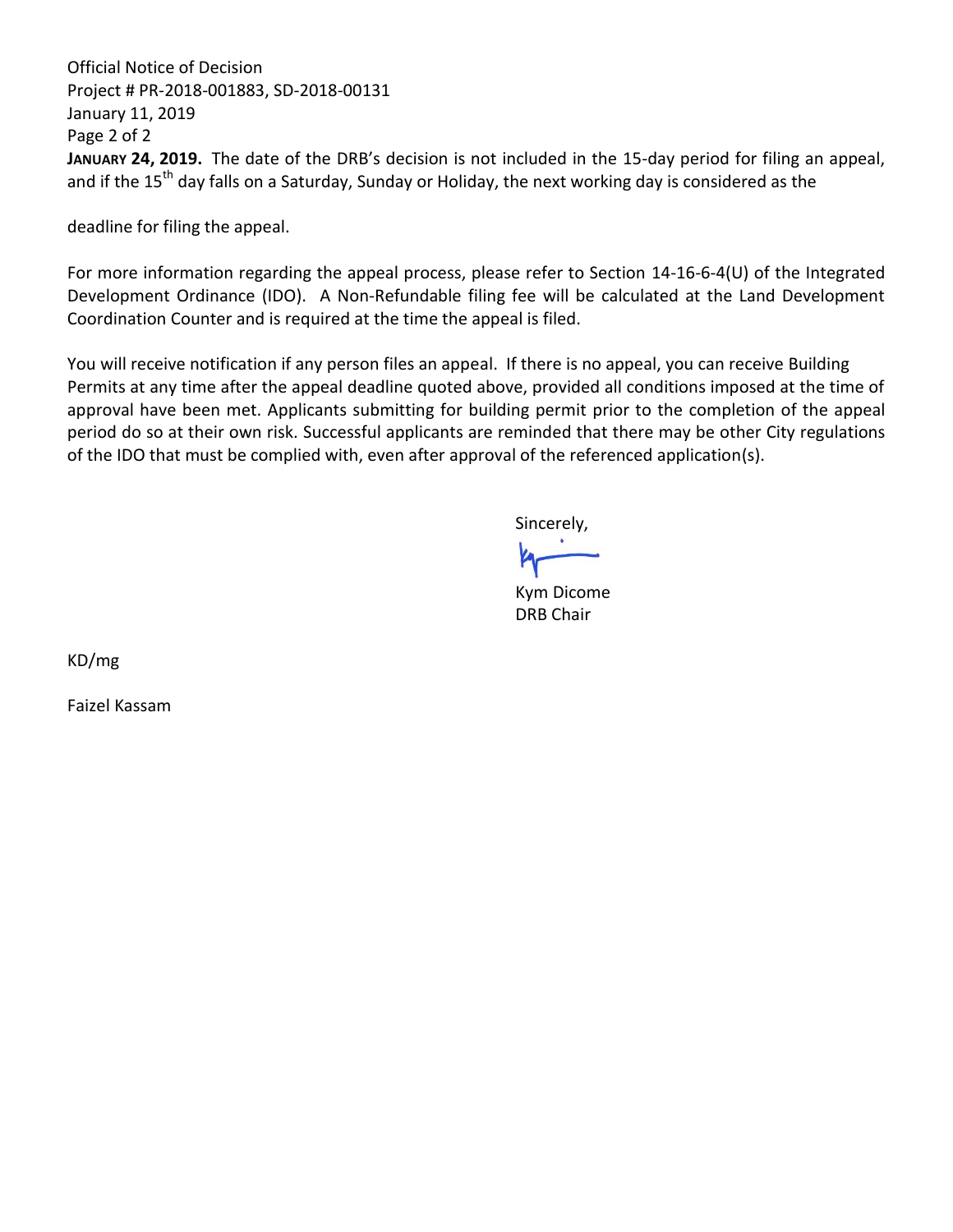**JANUARY 24, 2019.** The date of the DRB's decision is not included in the 15-day period for filing an appeal, and if the 15th day falls on a Saturday, Sunday or Holiday, the next working day is considered as the deadline for filing the appeal.

For more information regarding the appeal process, please refer to Section 14-16-6-4(U) of the Integrated Development Ordinance (IDO). A Non-Refundable filing fee will be calculated at the Land Development Coordination Counter and is required at the time the appeal is filed.

You will receive notification if any person files an appeal. If there is no appeal, you can receive Building Permits at any time after the appeal deadline quoted above, provided all conditions imposed at the time of approval have been met. Applicants submitting for building permit prior to the completion of the appeal period do so at their own risk. Successful applicants are reminded that there may be other City regulations of the IDO that must be complied with, even after approval of the referenced application(s).

Sincerely,

Kym Dicome
DRB Chair

KD/mg

Faizel Kassam